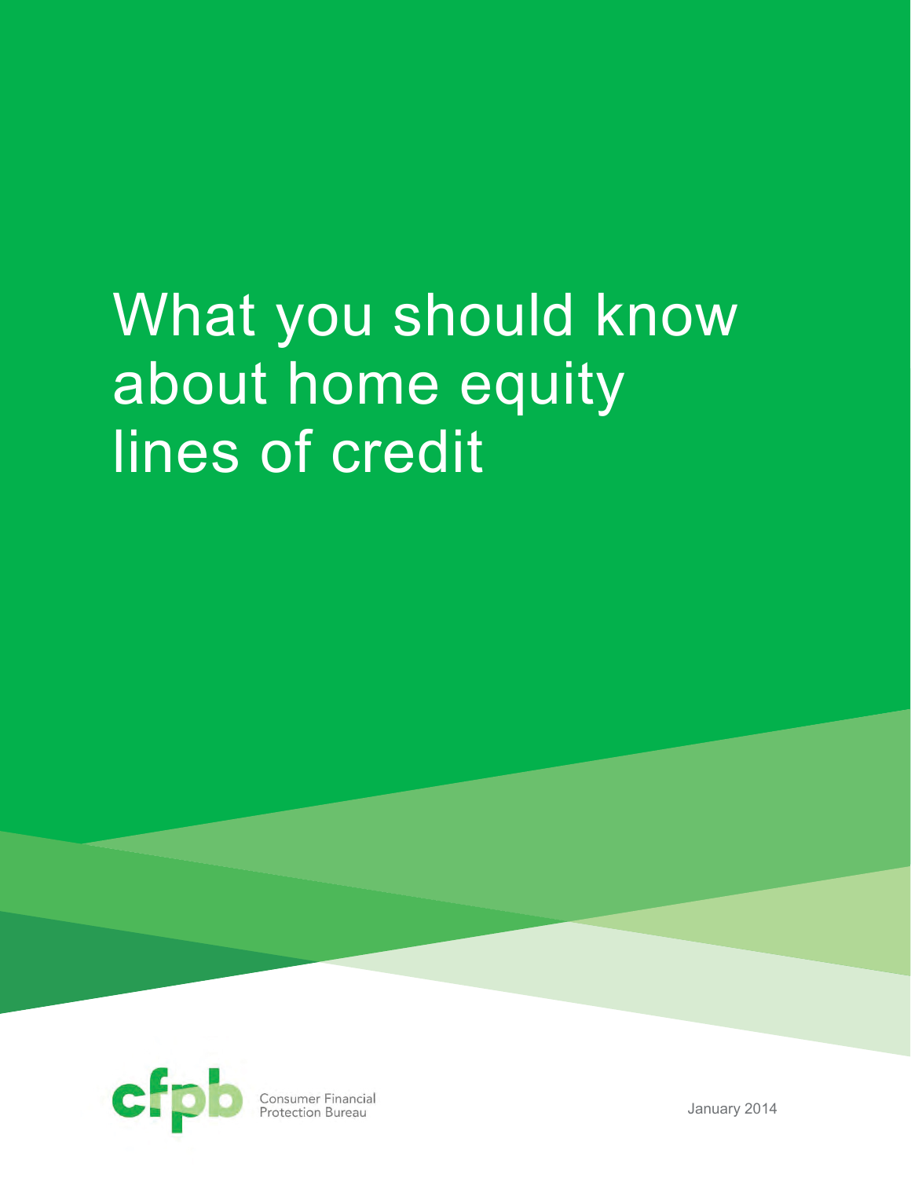# What you should know about home equity lines of credit

cfpb Consumer Financial Protection Bureau

January 2014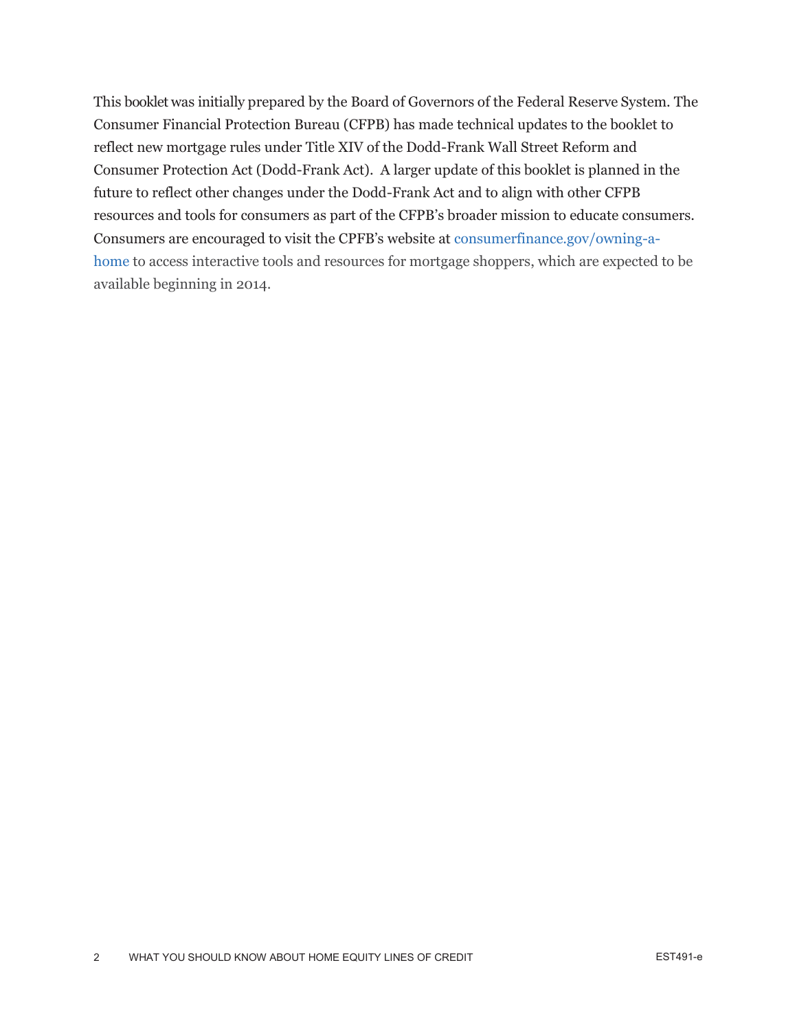This booklet was initially prepared by the Board of Governors of the Federal Reserve System. The Consumer Financial Protection Bureau (CFPB) has made technical updates to the booklet to reflect new mortgage rules under Title XIV of the Dodd-Frank Wall Street Reform and Consumer Protection Act (Dodd-Frank Act). A larger update of this booklet is planned in the future to reflect other changes under the Dodd-Frank Act and to align with other CFPB resources and tools for consumers as part of the CFPB's broader mission to educate consumers. Consumers are encouraged to visit the CPFB's website at consumerfinance.gov/owning-a-home to access interactive tools and resources for mortgage shoppers, which are expected to be available beginning in 2014.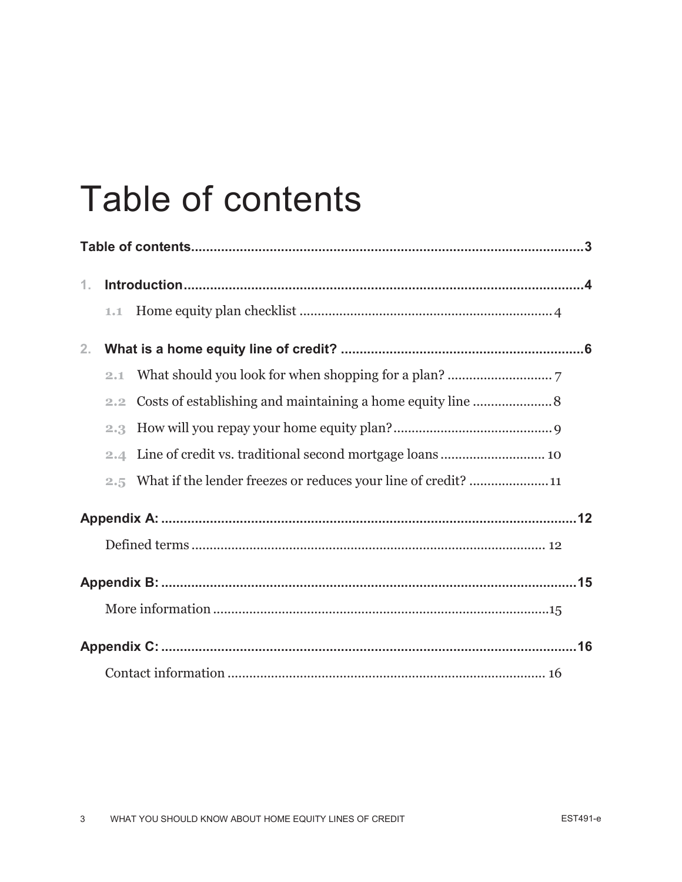# Table of contents

**Table of contents** .......... **3**

1. **Introduction** .......... **4**
   - 1.1 Home equity plan checklist .......... 4

2. **What is a home equity line of credit?** .......... **6**
   - 2.1 What should you look for when shopping for a plan? .......... 7
   - 2.2 Costs of establishing and maintaining a home equity line .......... 8
   - 2.3 How will you repay your home equity plan? .......... 9
   - 2.4 Line of credit vs. traditional second mortgage loans .......... 10
   - 2.5 What if the lender freezes or reduces your line of credit? .......... 11

**Appendix A:** .......... **12**
- Defined terms .......... 12

**Appendix B:** .......... **15**
- More information .......... 15

**Appendix C:** .......... **16**
- Contact information .......... 16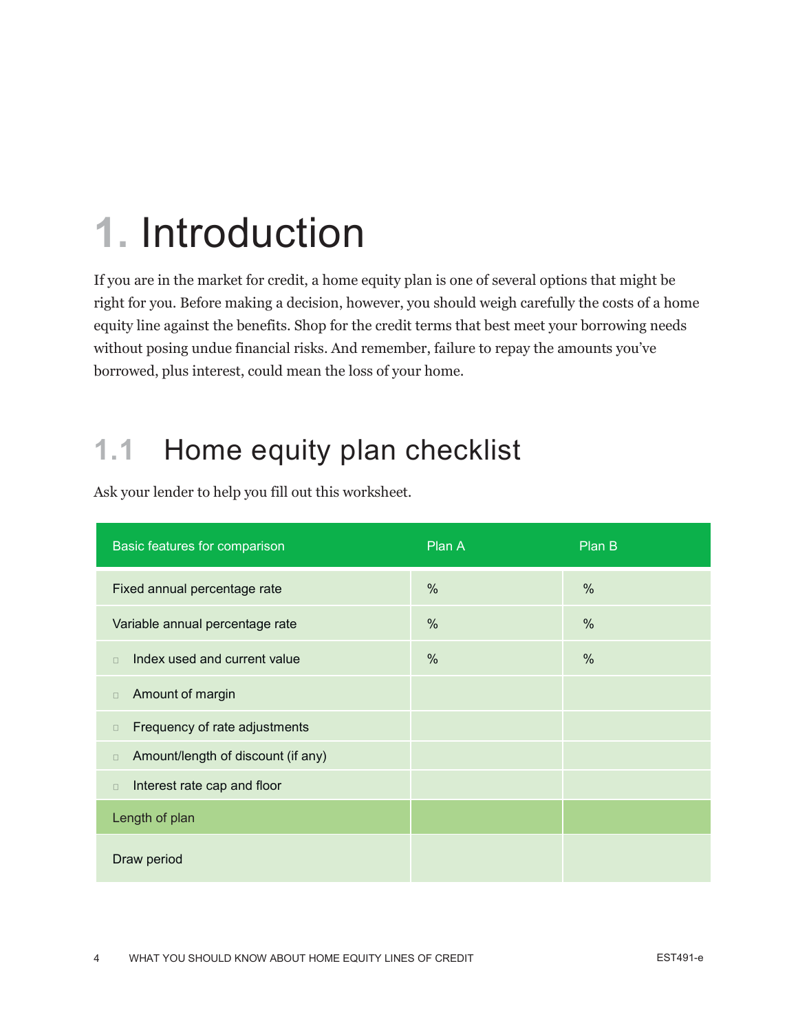# 1. Introduction

If you are in the market for credit, a home equity plan is one of several options that might be right for you. Before making a decision, however, you should weigh carefully the costs of a home equity line against the benefits. Shop for the credit terms that best meet your borrowing needs without posing undue financial risks. And remember, failure to repay the amounts you've borrowed, plus interest, could mean the loss of your home.

## 1.1 Home equity plan checklist

Ask your lender to help you fill out this worksheet.

| Basic features for comparison | Plan A | Plan B |
| --- | --- | --- |
| Fixed annual percentage rate | % | % |
| Variable annual percentage rate | % | % |
| ☐ Index used and current value | % | % |
| ☐ Amount of margin | | |
| ☐ Frequency of rate adjustments | | |
| ☐ Amount/length of discount (if any) | | |
| ☐ Interest rate cap and floor | | |
| Length of plan | | |
| Draw period | | |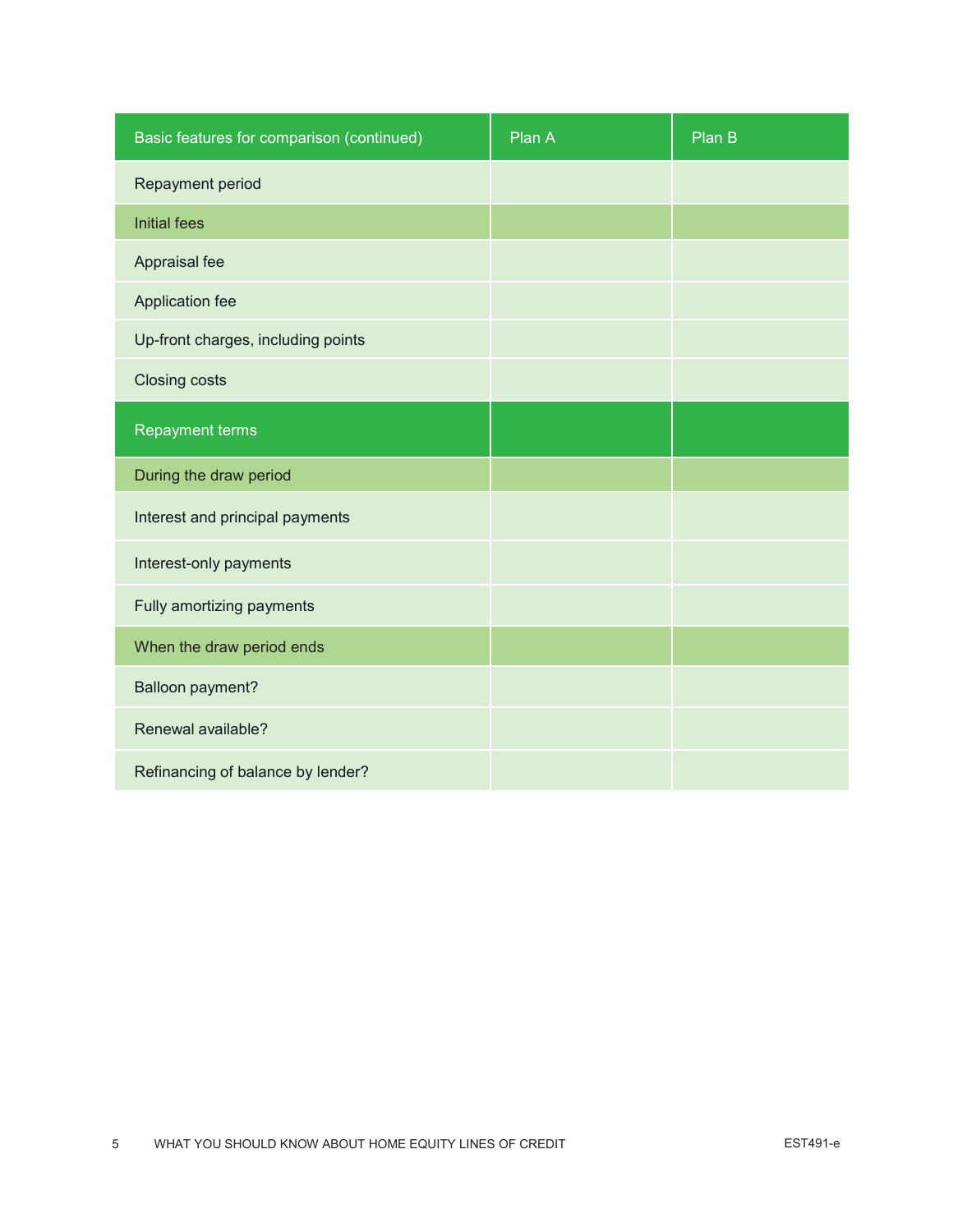| Basic features for comparison (continued) | Plan A | Plan B |
|---|---|---|
| Repayment period | | |
| Initial fees | | |
| Appraisal fee | | |
| Application fee | | |
| Up-front charges, including points | | |
| Closing costs | | |
| Repayment terms | | |
| During the draw period | | |
| Interest and principal payments | | |
| Interest-only payments | | |
| Fully amortizing payments | | |
| When the draw period ends | | |
| Balloon payment? | | |
| Renewal available? | | |
| Refinancing of balance by lender? | | |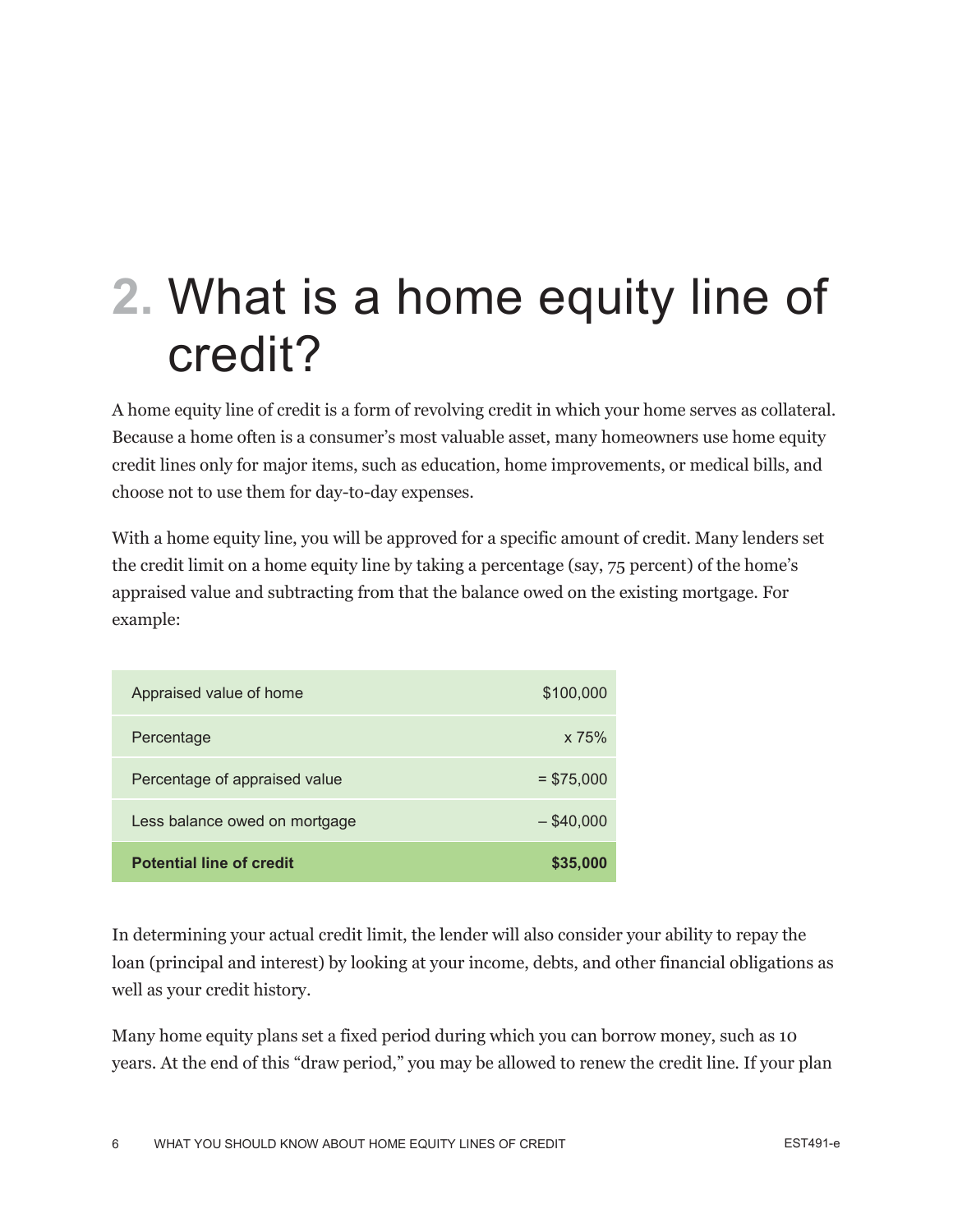# 2. What is a home equity line of credit?

A home equity line of credit is a form of revolving credit in which your home serves as collateral. Because a home often is a consumer's most valuable asset, many homeowners use home equity credit lines only for major items, such as education, home improvements, or medical bills, and choose not to use them for day-to-day expenses.

With a home equity line, you will be approved for a specific amount of credit. Many lenders set the credit limit on a home equity line by taking a percentage (say, 75 percent) of the home's appraised value and subtracting from that the balance owed on the existing mortgage. For example:

| | |
|---|---|
| Appraised value of home | $100,000 |
| Percentage | x 75% |
| Percentage of appraised value | = $75,000 |
| Less balance owed on mortgage | – $40,000 |
| **Potential line of credit** | **$35,000** |

In determining your actual credit limit, the lender will also consider your ability to repay the loan (principal and interest) by looking at your income, debts, and other financial obligations as well as your credit history.

Many home equity plans set a fixed period during which you can borrow money, such as 10 years. At the end of this "draw period," you may be allowed to renew the credit line. If your plan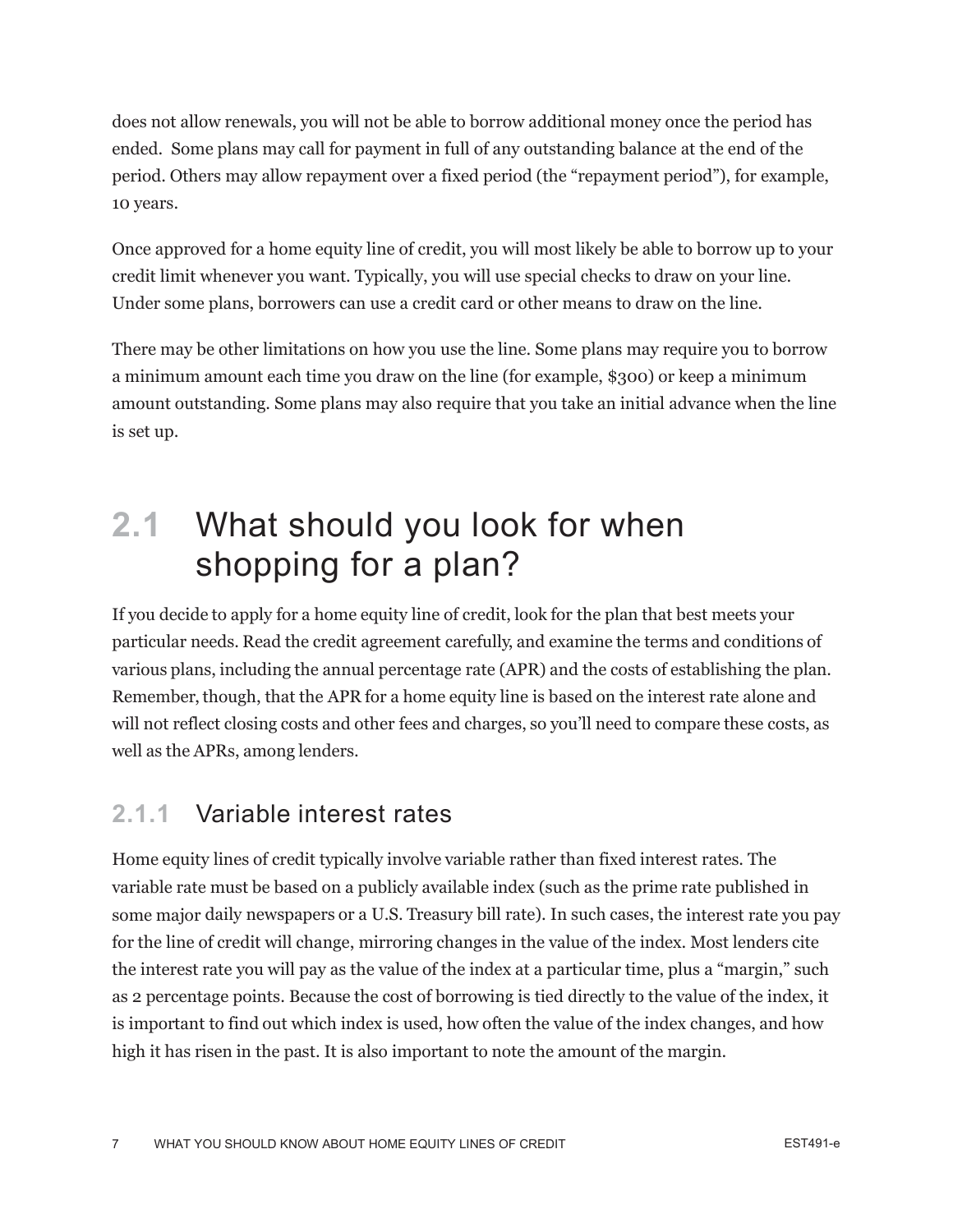does not allow renewals, you will not be able to borrow additional money once the period has ended. Some plans may call for payment in full of any outstanding balance at the end of the period. Others may allow repayment over a fixed period (the "repayment period"), for example, 10 years.

Once approved for a home equity line of credit, you will most likely be able to borrow up to your credit limit whenever you want. Typically, you will use special checks to draw on your line. Under some plans, borrowers can use a credit card or other means to draw on the line.

There may be other limitations on how you use the line. Some plans may require you to borrow a minimum amount each time you draw on the line (for example, $300) or keep a minimum amount outstanding. Some plans may also require that you take an initial advance when the line is set up.

## 2.1 What should you look for when shopping for a plan?

If you decide to apply for a home equity line of credit, look for the plan that best meets your particular needs. Read the credit agreement carefully, and examine the terms and conditions of various plans, including the annual percentage rate (APR) and the costs of establishing the plan. Remember, though, that the APR for a home equity line is based on the interest rate alone and will not reflect closing costs and other fees and charges, so you'll need to compare these costs, as well as the APRs, among lenders.

### 2.1.1 Variable interest rates

Home equity lines of credit typically involve variable rather than fixed interest rates. The variable rate must be based on a publicly available index (such as the prime rate published in some major daily newspapers or a U.S. Treasury bill rate). In such cases, the interest rate you pay for the line of credit will change, mirroring changes in the value of the index. Most lenders cite the interest rate you will pay as the value of the index at a particular time, plus a "margin," such as 2 percentage points. Because the cost of borrowing is tied directly to the value of the index, it is important to find out which index is used, how often the value of the index changes, and how high it has risen in the past. It is also important to note the amount of the margin.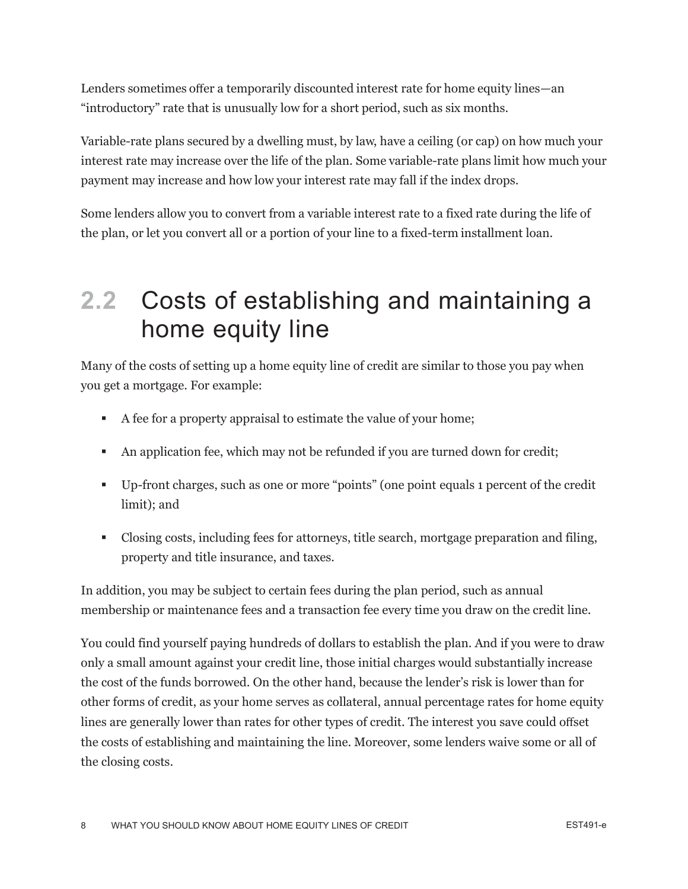Lenders sometimes offer a temporarily discounted interest rate for home equity lines—an "introductory" rate that is unusually low for a short period, such as six months.

Variable-rate plans secured by a dwelling must, by law, have a ceiling (or cap) on how much your interest rate may increase over the life of the plan. Some variable-rate plans limit how much your payment may increase and how low your interest rate may fall if the index drops.

Some lenders allow you to convert from a variable interest rate to a fixed rate during the life of the plan, or let you convert all or a portion of your line to a fixed-term installment loan.

## 2.2 Costs of establishing and maintaining a home equity line

Many of the costs of setting up a home equity line of credit are similar to those you pay when you get a mortgage. For example:

- A fee for a property appraisal to estimate the value of your home;
- An application fee, which may not be refunded if you are turned down for credit;
- Up-front charges, such as one or more "points" (one point equals 1 percent of the credit limit); and
- Closing costs, including fees for attorneys, title search, mortgage preparation and filing, property and title insurance, and taxes.

In addition, you may be subject to certain fees during the plan period, such as annual membership or maintenance fees and a transaction fee every time you draw on the credit line.

You could find yourself paying hundreds of dollars to establish the plan. And if you were to draw only a small amount against your credit line, those initial charges would substantially increase the cost of the funds borrowed. On the other hand, because the lender's risk is lower than for other forms of credit, as your home serves as collateral, annual percentage rates for home equity lines are generally lower than rates for other types of credit. The interest you save could offset the costs of establishing and maintaining the line. Moreover, some lenders waive some or all of the closing costs.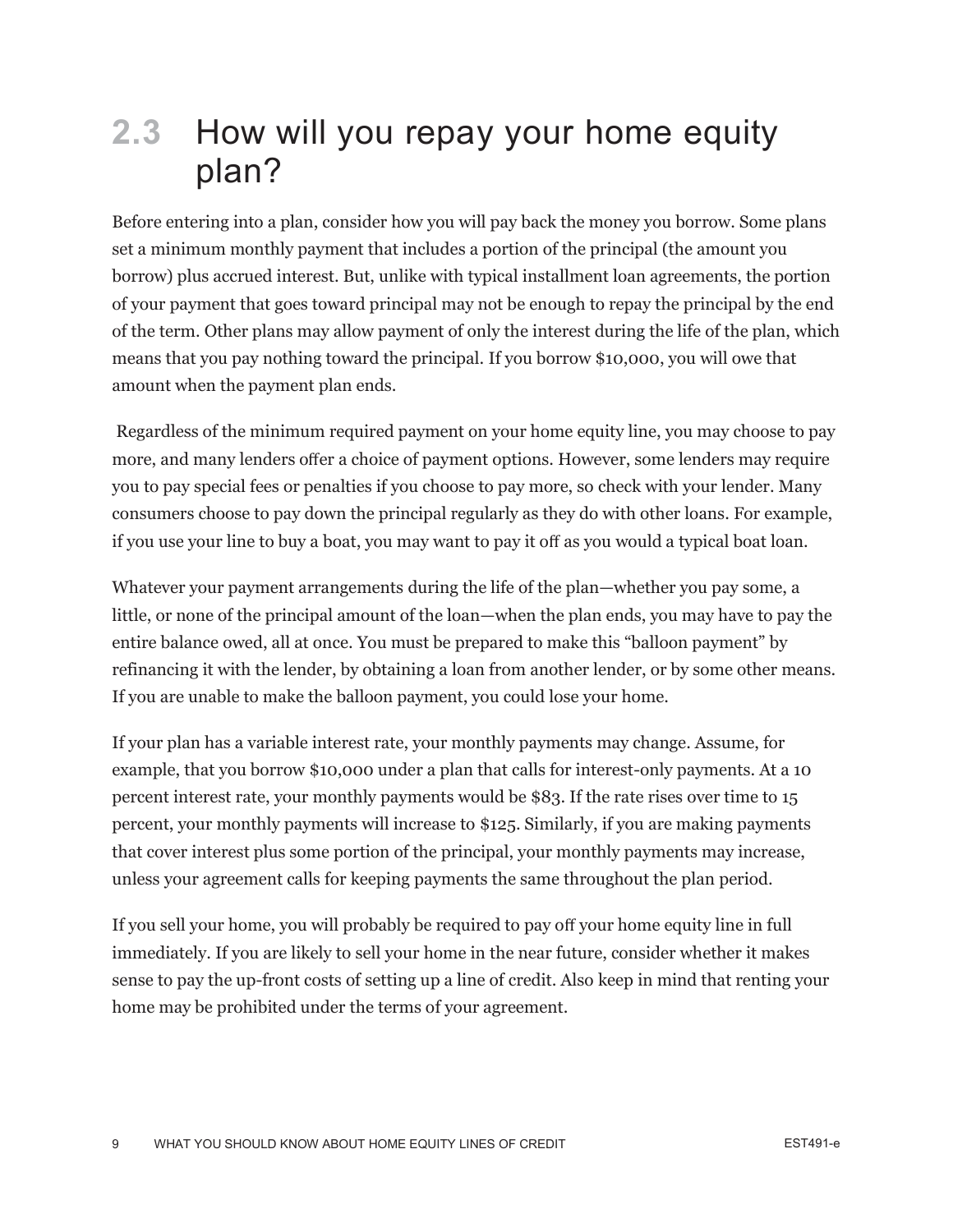## 2.3 How will you repay your home equity plan?

Before entering into a plan, consider how you will pay back the money you borrow. Some plans set a minimum monthly payment that includes a portion of the principal (the amount you borrow) plus accrued interest. But, unlike with typical installment loan agreements, the portion of your payment that goes toward principal may not be enough to repay the principal by the end of the term. Other plans may allow payment of only the interest during the life of the plan, which means that you pay nothing toward the principal. If you borrow $10,000, you will owe that amount when the payment plan ends.

Regardless of the minimum required payment on your home equity line, you may choose to pay more, and many lenders offer a choice of payment options. However, some lenders may require you to pay special fees or penalties if you choose to pay more, so check with your lender. Many consumers choose to pay down the principal regularly as they do with other loans. For example, if you use your line to buy a boat, you may want to pay it off as you would a typical boat loan.

Whatever your payment arrangements during the life of the plan—whether you pay some, a little, or none of the principal amount of the loan—when the plan ends, you may have to pay the entire balance owed, all at once. You must be prepared to make this "balloon payment" by refinancing it with the lender, by obtaining a loan from another lender, or by some other means. If you are unable to make the balloon payment, you could lose your home.

If your plan has a variable interest rate, your monthly payments may change. Assume, for example, that you borrow $10,000 under a plan that calls for interest-only payments. At a 10 percent interest rate, your monthly payments would be $83. If the rate rises over time to 15 percent, your monthly payments will increase to $125. Similarly, if you are making payments that cover interest plus some portion of the principal, your monthly payments may increase, unless your agreement calls for keeping payments the same throughout the plan period.

If you sell your home, you will probably be required to pay off your home equity line in full immediately. If you are likely to sell your home in the near future, consider whether it makes sense to pay the up-front costs of setting up a line of credit. Also keep in mind that renting your home may be prohibited under the terms of your agreement.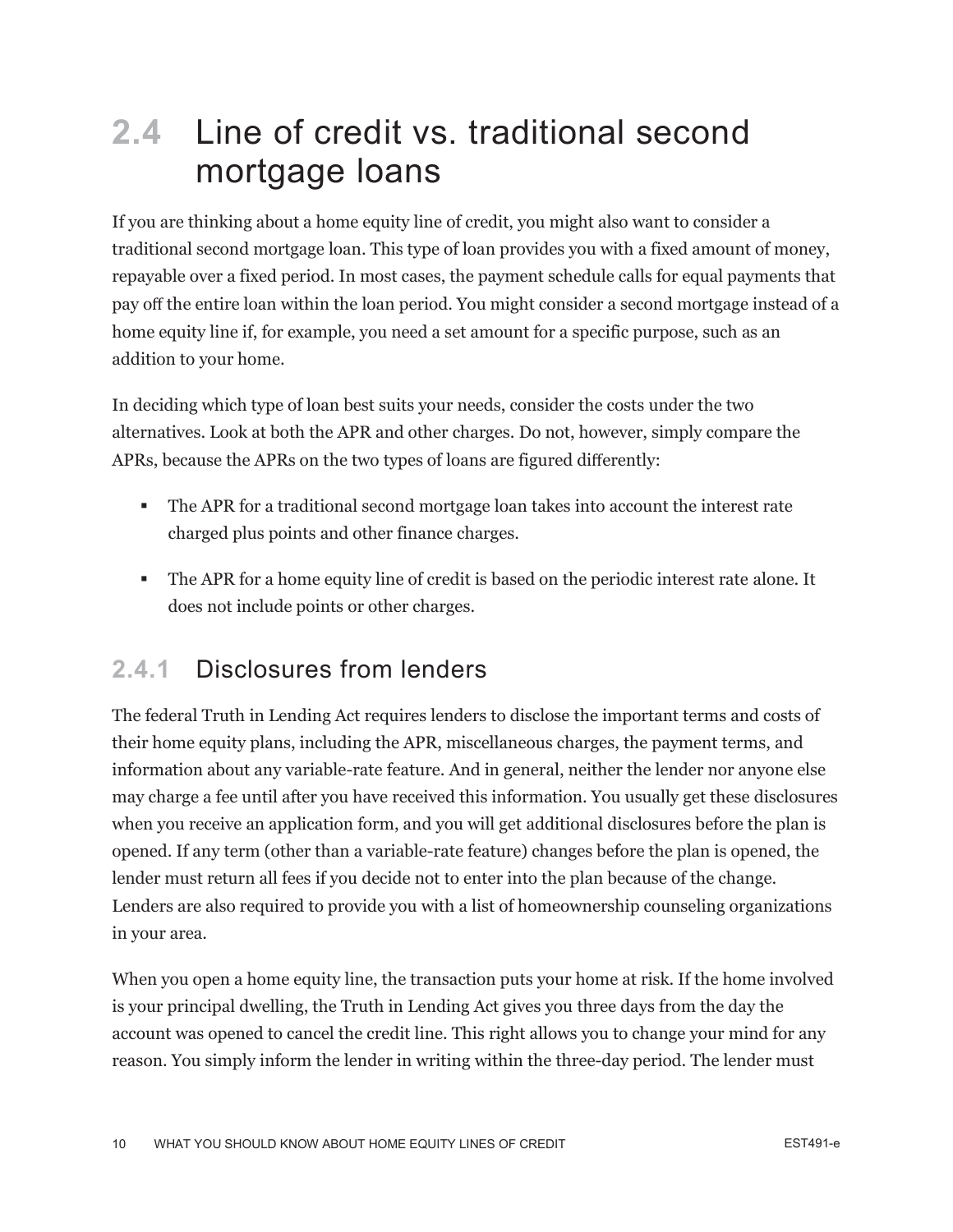## 2.4 Line of credit vs. traditional second mortgage loans

If you are thinking about a home equity line of credit, you might also want to consider a traditional second mortgage loan. This type of loan provides you with a fixed amount of money, repayable over a fixed period. In most cases, the payment schedule calls for equal payments that pay off the entire loan within the loan period. You might consider a second mortgage instead of a home equity line if, for example, you need a set amount for a specific purpose, such as an addition to your home.

In deciding which type of loan best suits your needs, consider the costs under the two alternatives. Look at both the APR and other charges. Do not, however, simply compare the APRs, because the APRs on the two types of loans are figured differently:

- The APR for a traditional second mortgage loan takes into account the interest rate charged plus points and other finance charges.
- The APR for a home equity line of credit is based on the periodic interest rate alone. It does not include points or other charges.

### 2.4.1 Disclosures from lenders

The federal Truth in Lending Act requires lenders to disclose the important terms and costs of their home equity plans, including the APR, miscellaneous charges, the payment terms, and information about any variable-rate feature. And in general, neither the lender nor anyone else may charge a fee until after you have received this information. You usually get these disclosures when you receive an application form, and you will get additional disclosures before the plan is opened. If any term (other than a variable-rate feature) changes before the plan is opened, the lender must return all fees if you decide not to enter into the plan because of the change. Lenders are also required to provide you with a list of homeownership counseling organizations in your area.

When you open a home equity line, the transaction puts your home at risk. If the home involved is your principal dwelling, the Truth in Lending Act gives you three days from the day the account was opened to cancel the credit line. This right allows you to change your mind for any reason. You simply inform the lender in writing within the three-day period. The lender must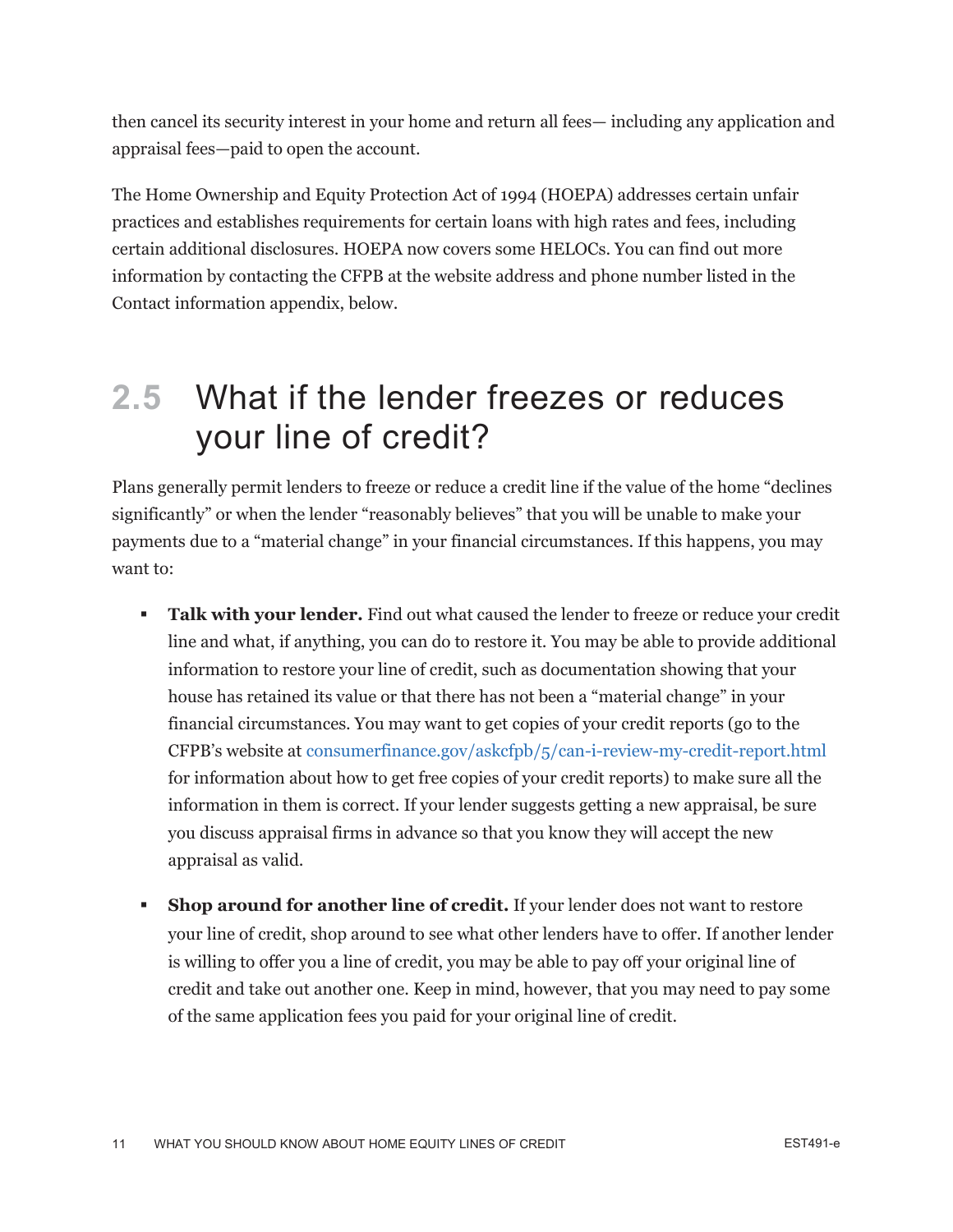then cancel its security interest in your home and return all fees— including any application and appraisal fees—paid to open the account.

The Home Ownership and Equity Protection Act of 1994 (HOEPA) addresses certain unfair practices and establishes requirements for certain loans with high rates and fees, including certain additional disclosures. HOEPA now covers some HELOCs. You can find out more information by contacting the CFPB at the website address and phone number listed in the Contact information appendix, below.

## 2.5 What if the lender freezes or reduces your line of credit?

Plans generally permit lenders to freeze or reduce a credit line if the value of the home "declines significantly" or when the lender "reasonably believes" that you will be unable to make your payments due to a "material change" in your financial circumstances. If this happens, you may want to:

- **Talk with your lender.** Find out what caused the lender to freeze or reduce your credit line and what, if anything, you can do to restore it. You may be able to provide additional information to restore your line of credit, such as documentation showing that your house has retained its value or that there has not been a "material change" in your financial circumstances. You may want to get copies of your credit reports (go to the CFPB's website at consumerfinance.gov/askcfpb/5/can-i-review-my-credit-report.html for information about how to get free copies of your credit reports) to make sure all the information in them is correct. If your lender suggests getting a new appraisal, be sure you discuss appraisal firms in advance so that you know they will accept the new appraisal as valid.

- **Shop around for another line of credit.** If your lender does not want to restore your line of credit, shop around to see what other lenders have to offer. If another lender is willing to offer you a line of credit, you may be able to pay off your original line of credit and take out another one. Keep in mind, however, that you may need to pay some of the same application fees you paid for your original line of credit.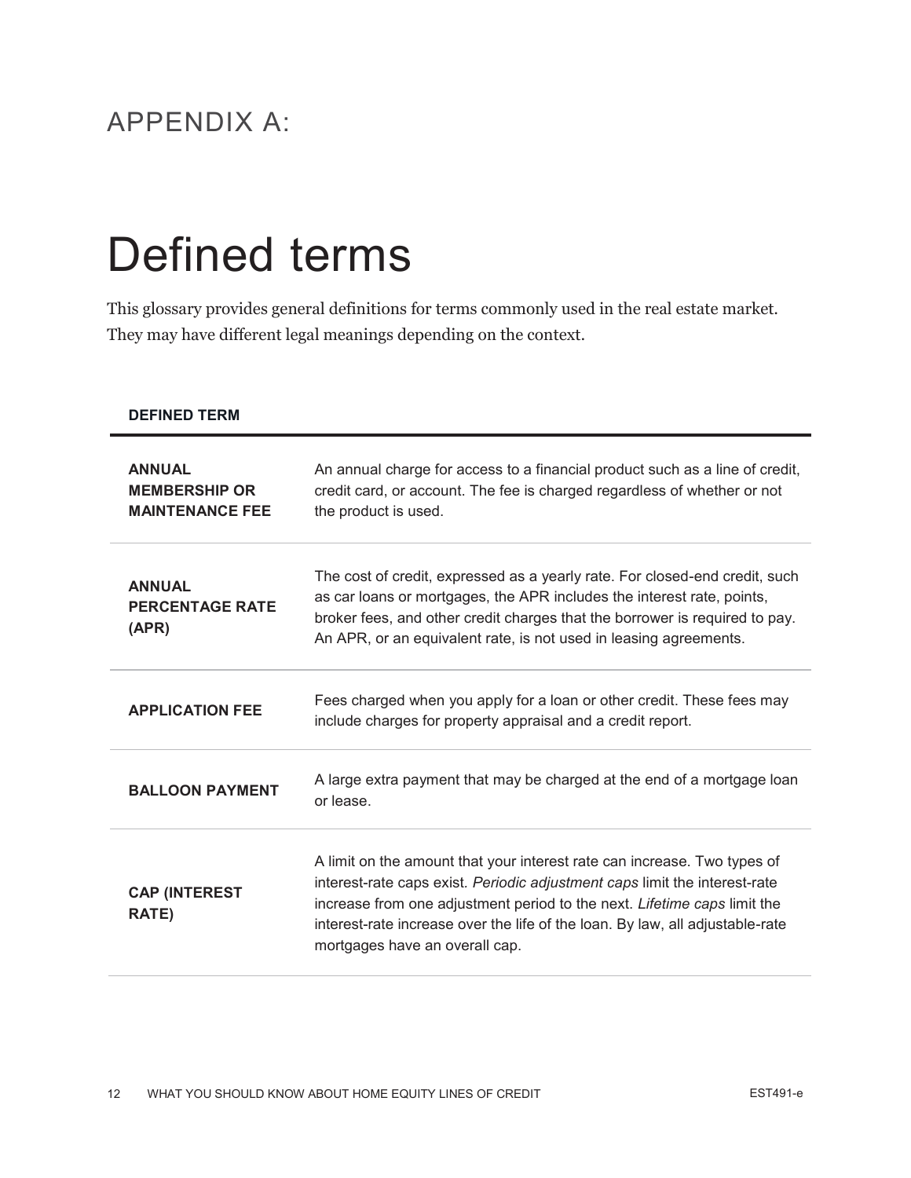## APPENDIX A:

# Defined terms

This glossary provides general definitions for terms commonly used in the real estate market. They may have different legal meanings depending on the context.

| DEFINED TERM | |
|---|---|
| **ANNUAL MEMBERSHIP OR MAINTENANCE FEE** | An annual charge for access to a financial product such as a line of credit, credit card, or account. The fee is charged regardless of whether or not the product is used. |
| **ANNUAL PERCENTAGE RATE (APR)** | The cost of credit, expressed as a yearly rate. For closed-end credit, such as car loans or mortgages, the APR includes the interest rate, points, broker fees, and other credit charges that the borrower is required to pay. An APR, or an equivalent rate, is not used in leasing agreements. |
| **APPLICATION FEE** | Fees charged when you apply for a loan or other credit. These fees may include charges for property appraisal and a credit report. |
| **BALLOON PAYMENT** | A large extra payment that may be charged at the end of a mortgage loan or lease. |
| **CAP (INTEREST RATE)** | A limit on the amount that your interest rate can increase. Two types of interest-rate caps exist. *Periodic adjustment caps* limit the interest-rate increase from one adjustment period to the next. *Lifetime caps* limit the interest-rate increase over the life of the loan. By law, all adjustable-rate mortgages have an overall cap. |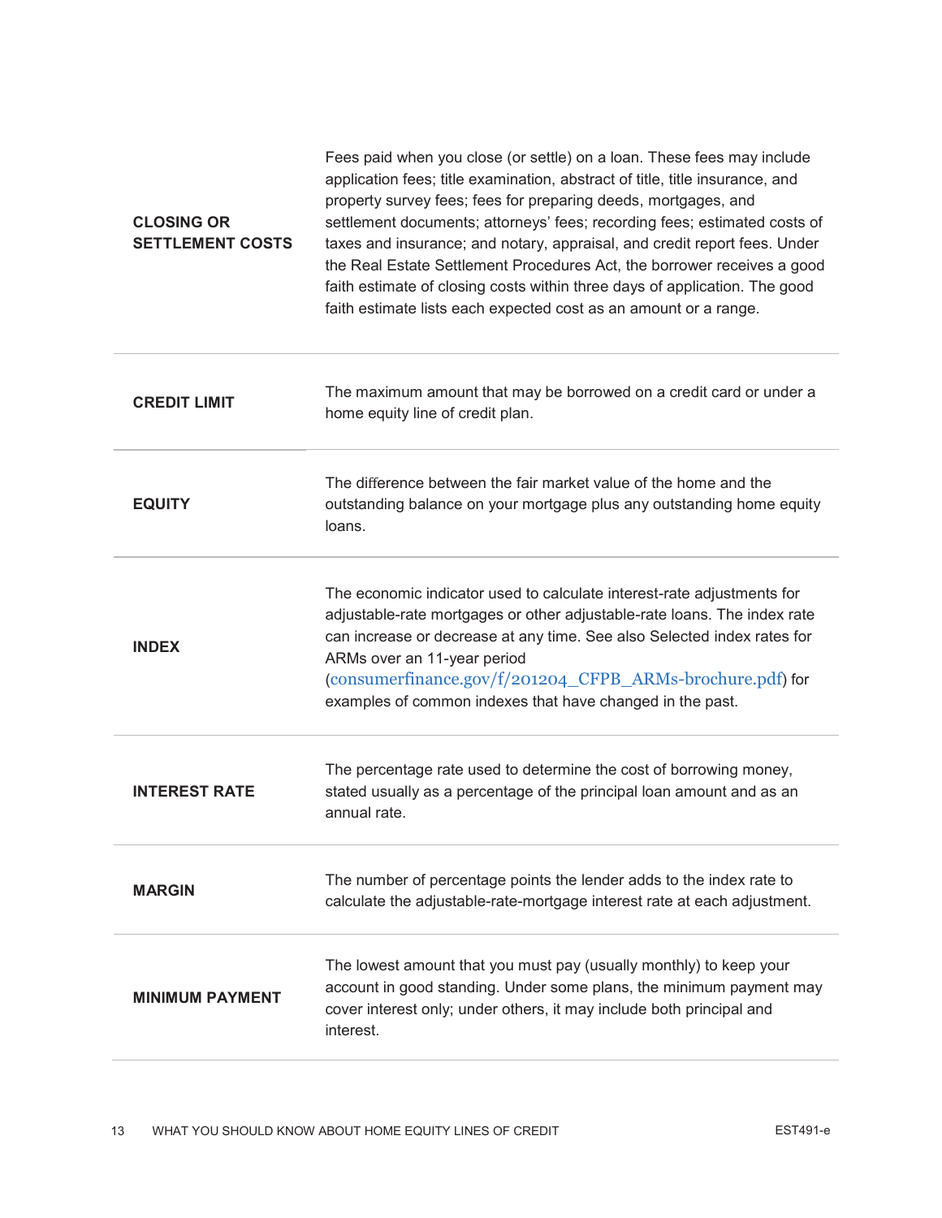| | |
|---|---|
| **CLOSING OR SETTLEMENT COSTS** | Fees paid when you close (or settle) on a loan. These fees may include application fees; title examination, abstract of title, title insurance, and property survey fees; fees for preparing deeds, mortgages, and settlement documents; attorneys' fees; recording fees; estimated costs of taxes and insurance; and notary, appraisal, and credit report fees. Under the Real Estate Settlement Procedures Act, the borrower receives a good faith estimate of closing costs within three days of application. The good faith estimate lists each expected cost as an amount or a range. |
| **CREDIT LIMIT** | The maximum amount that may be borrowed on a credit card or under a home equity line of credit plan. |
| **EQUITY** | The difference between the fair market value of the home and the outstanding balance on your mortgage plus any outstanding home equity loans. |
| **INDEX** | The economic indicator used to calculate interest-rate adjustments for adjustable-rate mortgages or other adjustable-rate loans. The index rate can increase or decrease at any time. See also Selected index rates for ARMs over an 11-year period (consumerfinance.gov/f/201204_CFPB_ARMs-brochure.pdf) for examples of common indexes that have changed in the past. |
| **INTEREST RATE** | The percentage rate used to determine the cost of borrowing money, stated usually as a percentage of the principal loan amount and as an annual rate. |
| **MARGIN** | The number of percentage points the lender adds to the index rate to calculate the adjustable-rate-mortgage interest rate at each adjustment. |
| **MINIMUM PAYMENT** | The lowest amount that you must pay (usually monthly) to keep your account in good standing. Under some plans, the minimum payment may cover interest only; under others, it may include both principal and interest. |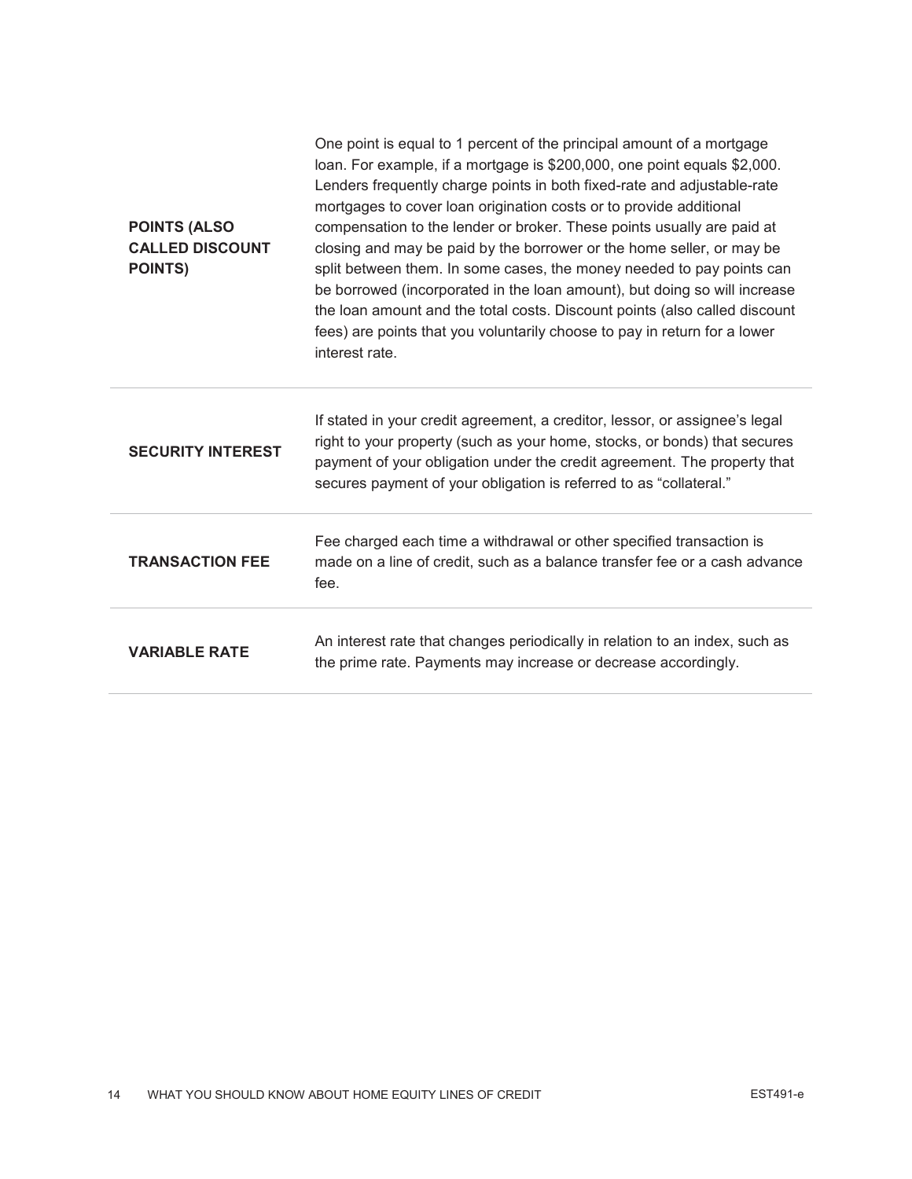| | |
|---|---|
| **POINTS (ALSO CALLED DISCOUNT POINTS)** | One point is equal to 1 percent of the principal amount of a mortgage loan. For example, if a mortgage is $200,000, one point equals $2,000. Lenders frequently charge points in both fixed-rate and adjustable-rate mortgages to cover loan origination costs or to provide additional compensation to the lender or broker. These points usually are paid at closing and may be paid by the borrower or the home seller, or may be split between them. In some cases, the money needed to pay points can be borrowed (incorporated in the loan amount), but doing so will increase the loan amount and the total costs. Discount points (also called discount fees) are points that you voluntarily choose to pay in return for a lower interest rate. |
| **SECURITY INTEREST** | If stated in your credit agreement, a creditor, lessor, or assignee's legal right to your property (such as your home, stocks, or bonds) that secures payment of your obligation under the credit agreement. The property that secures payment of your obligation is referred to as "collateral." |
| **TRANSACTION FEE** | Fee charged each time a withdrawal or other specified transaction is made on a line of credit, such as a balance transfer fee or a cash advance fee. |
| **VARIABLE RATE** | An interest rate that changes periodically in relation to an index, such as the prime rate. Payments may increase or decrease accordingly. |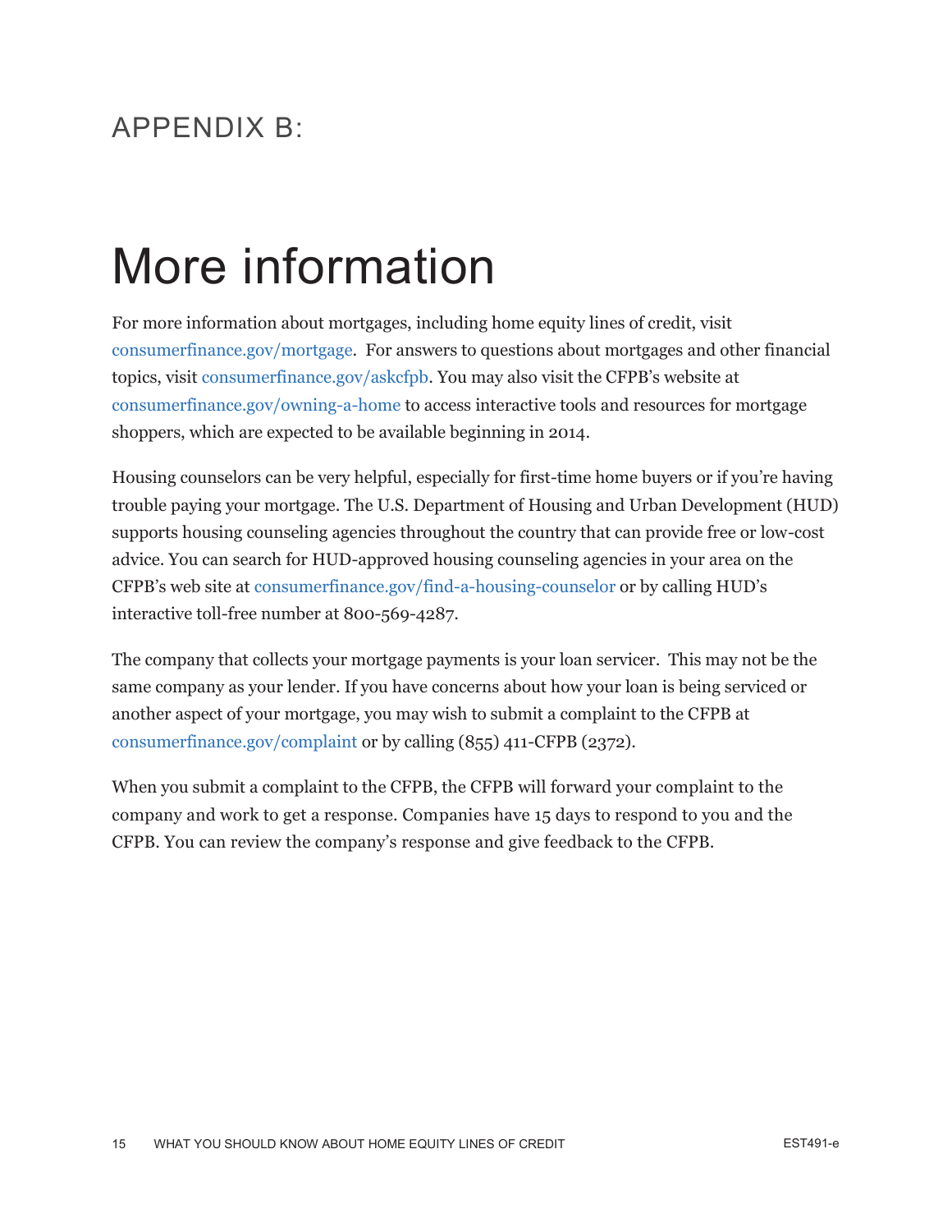## APPENDIX B:

# More information

For more information about mortgages, including home equity lines of credit, visit consumerfinance.gov/mortgage. For answers to questions about mortgages and other financial topics, visit consumerfinance.gov/askcfpb. You may also visit the CFPB's website at consumerfinance.gov/owning-a-home to access interactive tools and resources for mortgage shoppers, which are expected to be available beginning in 2014.

Housing counselors can be very helpful, especially for first-time home buyers or if you're having trouble paying your mortgage. The U.S. Department of Housing and Urban Development (HUD) supports housing counseling agencies throughout the country that can provide free or low-cost advice. You can search for HUD-approved housing counseling agencies in your area on the CFPB's web site at consumerfinance.gov/find-a-housing-counselor or by calling HUD's interactive toll-free number at 800-569-4287.

The company that collects your mortgage payments is your loan servicer. This may not be the same company as your lender. If you have concerns about how your loan is being serviced or another aspect of your mortgage, you may wish to submit a complaint to the CFPB at consumerfinance.gov/complaint or by calling (855) 411-CFPB (2372).

When you submit a complaint to the CFPB, the CFPB will forward your complaint to the company and work to get a response. Companies have 15 days to respond to you and the CFPB. You can review the company's response and give feedback to the CFPB.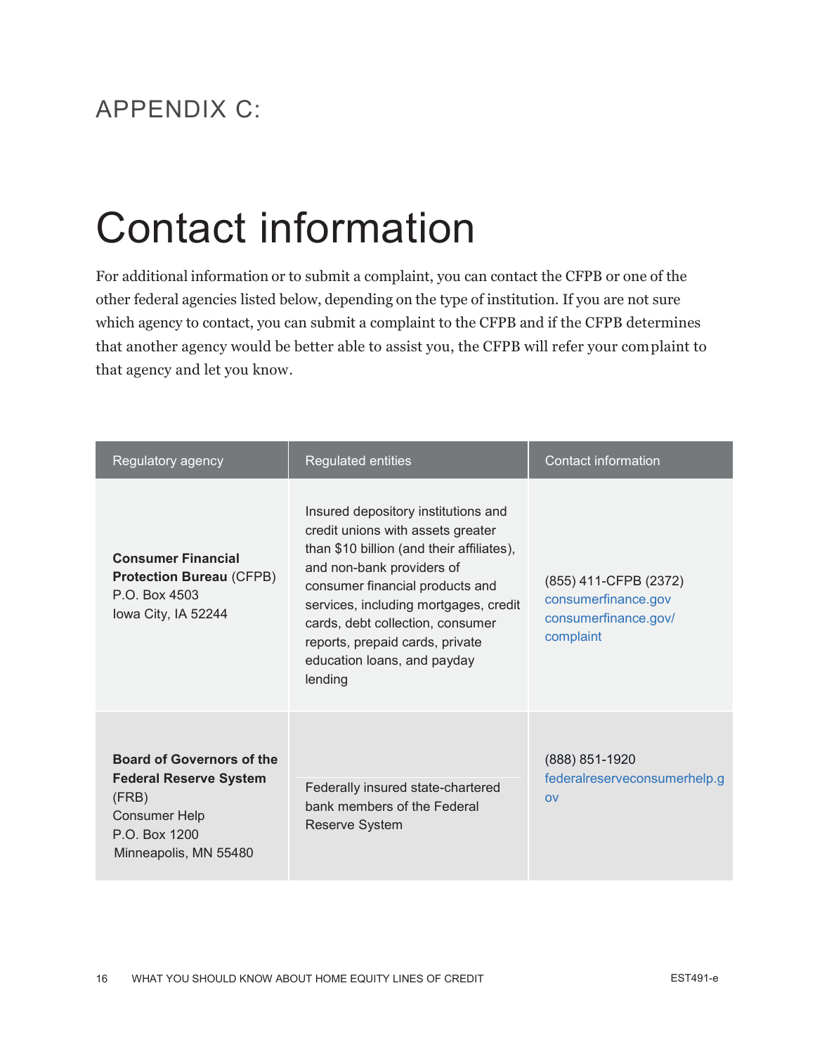## APPENDIX C:

# Contact information

For additional information or to submit a complaint, you can contact the CFPB or one of the other federal agencies listed below, depending on the type of institution. If you are not sure which agency to contact, you can submit a complaint to the CFPB and if the CFPB determines that another agency would be better able to assist you, the CFPB will refer your complaint to that agency and let you know.

| Regulatory agency | Regulated entities | Contact information |
|---|---|---|
| **Consumer Financial Protection Bureau** (CFPB)<br>P.O. Box 4503<br>Iowa City, IA 52244 | Insured depository institutions and credit unions with assets greater than $10 billion (and their affiliates), and non-bank providers of consumer financial products and services, including mortgages, credit cards, debt collection, consumer reports, prepaid cards, private education loans, and payday lending | (855) 411-CFPB (2372)<br>consumerfinance.gov<br>consumerfinance.gov/complaint |
| **Board of Governors of the Federal Reserve System** (FRB)<br>Consumer Help<br>P.O. Box 1200<br>Minneapolis, MN 55480 | Federally insured state-chartered bank members of the Federal Reserve System | (888) 851-1920<br>federalreserveconsumerhelp.gov |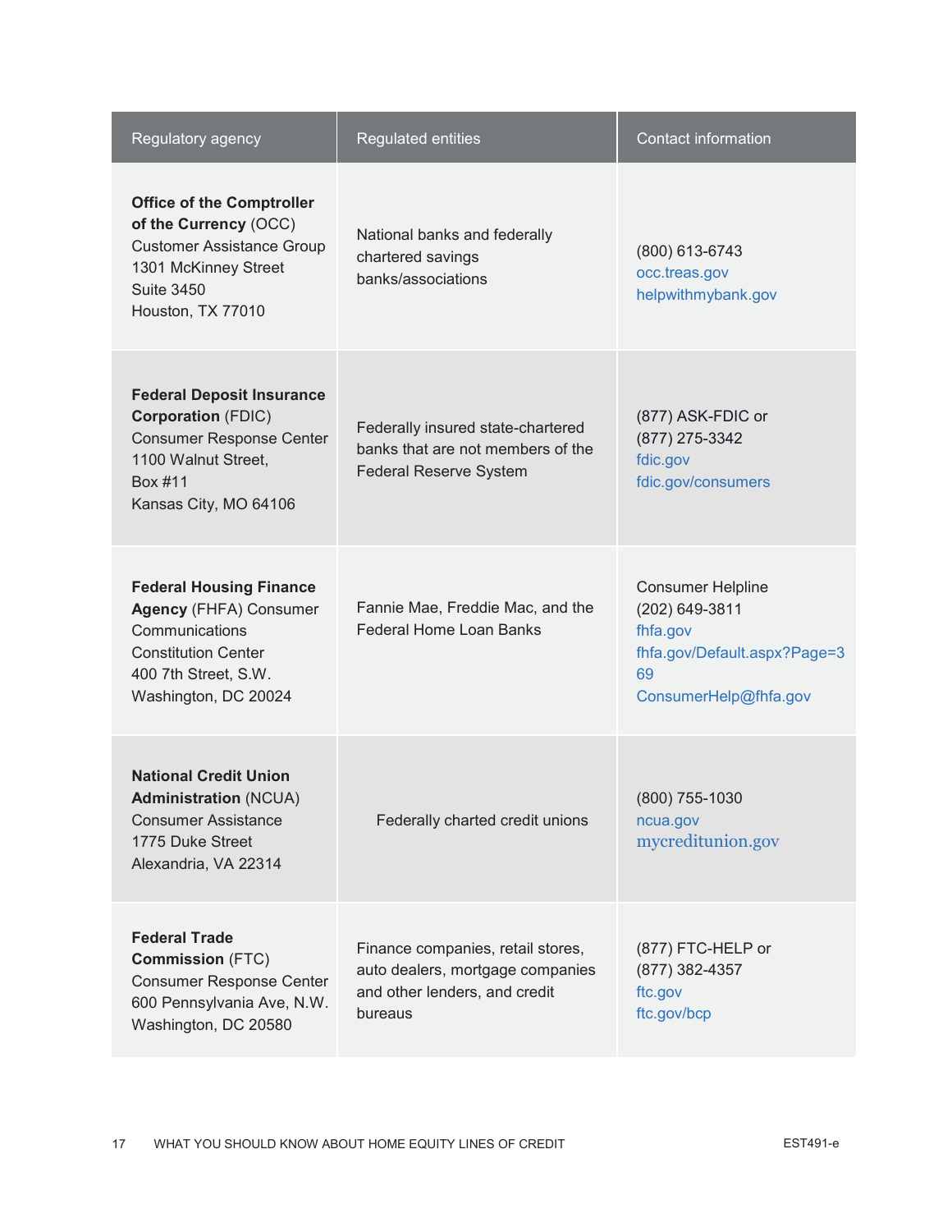| Regulatory agency | Regulated entities | Contact information |
| --- | --- | --- |
| **Office of the Comptroller of the Currency** (OCC) Customer Assistance Group 1301 McKinney Street Suite 3450 Houston, TX 77010 | National banks and federally chartered savings banks/associations | (800) 613-6743 occ.treas.gov helpwithmybank.gov |
| **Federal Deposit Insurance Corporation** (FDIC) Consumer Response Center 1100 Walnut Street, Box #11 Kansas City, MO 64106 | Federally insured state-chartered banks that are not members of the Federal Reserve System | (877) ASK-FDIC or (877) 275-3342 fdic.gov fdic.gov/consumers |
| **Federal Housing Finance Agency** (FHFA) Consumer Communications Constitution Center 400 7th Street, S.W. Washington, DC 20024 | Fannie Mae, Freddie Mac, and the Federal Home Loan Banks | Consumer Helpline (202) 649-3811 fhfa.gov fhfa.gov/Default.aspx?Page=369 ConsumerHelp@fhfa.gov |
| **National Credit Union Administration** (NCUA) Consumer Assistance 1775 Duke Street Alexandria, VA 22314 | Federally charted credit unions | (800) 755-1030 ncua.gov mycreditunion.gov |
| **Federal Trade Commission** (FTC) Consumer Response Center 600 Pennsylvania Ave, N.W. Washington, DC 20580 | Finance companies, retail stores, auto dealers, mortgage companies and other lenders, and credit bureaus | (877) FTC-HELP or (877) 382-4357 ftc.gov ftc.gov/bcp |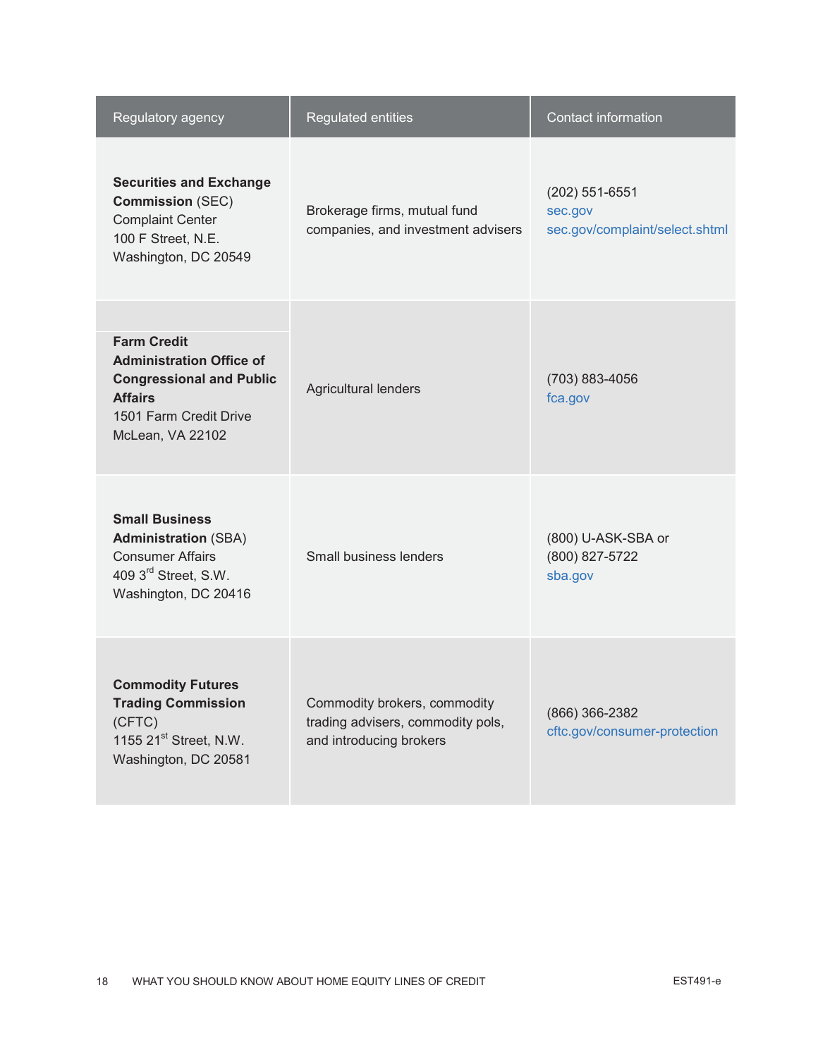| Regulatory agency | Regulated entities | Contact information |
|---|---|---|
| **Securities and Exchange Commission** (SEC) Complaint Center 100 F Street, N.E. Washington, DC 20549 | Brokerage firms, mutual fund companies, and investment advisers | (202) 551-6551 sec.gov sec.gov/complaint/select.shtml |
| **Farm Credit Administration Office of Congressional and Public Affairs** 1501 Farm Credit Drive McLean, VA 22102 | Agricultural lenders | (703) 883-4056 fca.gov |
| **Small Business Administration** (SBA) Consumer Affairs 409 3rd Street, S.W. Washington, DC 20416 | Small business lenders | (800) U-ASK-SBA or (800) 827-5722 sba.gov |
| **Commodity Futures Trading Commission** (CFTC) 1155 21st Street, N.W. Washington, DC 20581 | Commodity brokers, commodity trading advisers, commodity pols, and introducing brokers | (866) 366-2382 cftc.gov/consumer-protection |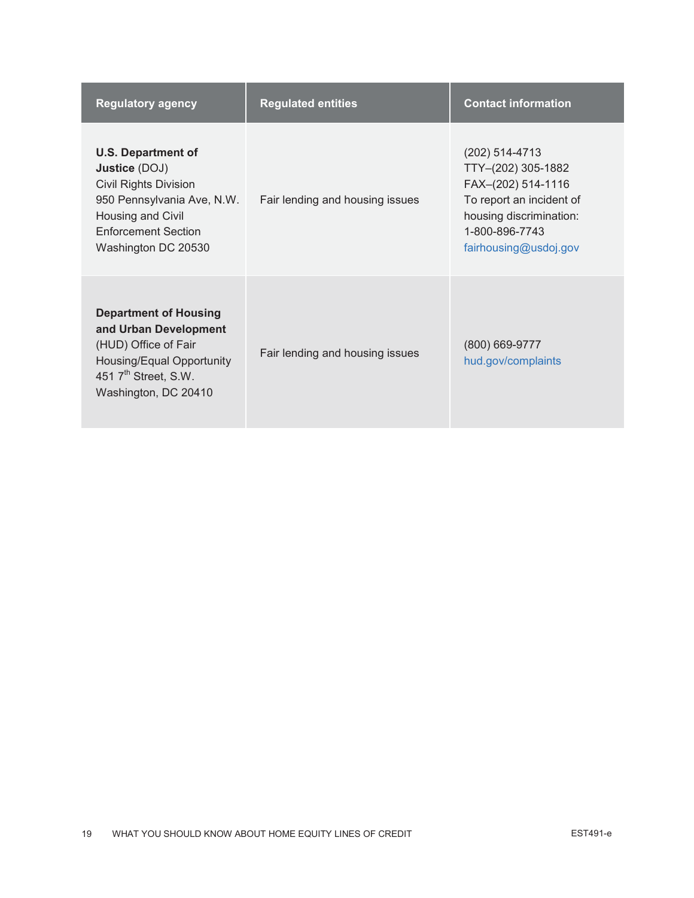| Regulatory agency | Regulated entities | Contact information |
| --- | --- | --- |
| **U.S. Department of Justice** (DOJ) Civil Rights Division 950 Pennsylvania Ave, N.W. Housing and Civil Enforcement Section Washington DC 20530 | Fair lending and housing issues | (202) 514-4713 TTY–(202) 305-1882 FAX–(202) 514-1116 To report an incident of housing discrimination: 1-800-896-7743 fairhousing@usdoj.gov |
| **Department of Housing and Urban Development** (HUD) Office of Fair Housing/Equal Opportunity 451 7th Street, S.W. Washington, DC 20410 | Fair lending and housing issues | (800) 669-9777 hud.gov/complaints |